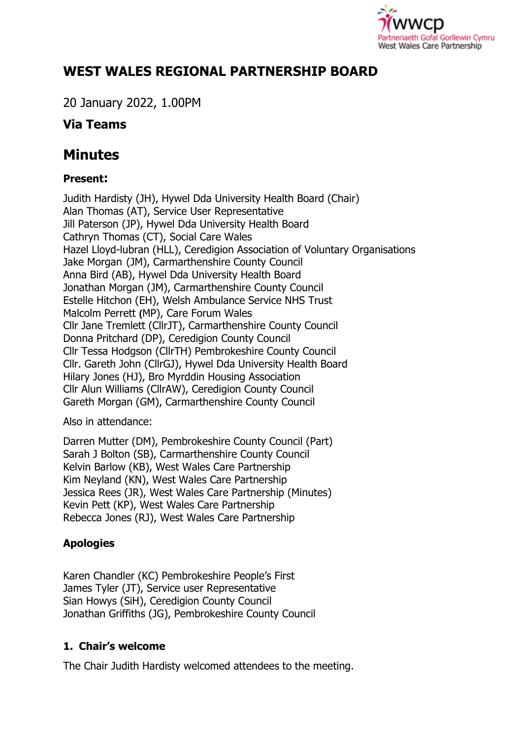# WEST WALES REGIONAL PARTNERSHIP BOARD

20 January 2022, 1.00PM

### Via Teams

## Minutes

### Present:

Judith Hardisty (JH), Hywel Dda University Health Board (Chair)
Alan Thomas (AT), Service User Representative
Jill Paterson (JP), Hywel Dda University Health Board
Cathryn Thomas (CT), Social Care Wales
Hazel Lloyd-lubran (HLL), Ceredigion Association of Voluntary Organisations
Jake Morgan (JM), Carmarthenshire County Council
Anna Bird (AB), Hywel Dda University Health Board
Jonathan Morgan (JM), Carmarthenshire County Council
Estelle Hitchon (EH), Welsh Ambulance Service NHS Trust
Malcolm Perrett (MP), Care Forum Wales
Cllr Jane Tremlett (CllrJT), Carmarthenshire County Council
Donna Pritchard (DP), Ceredigion County Council
Cllr Tessa Hodgson (CllrTH) Pembrokeshire County Council
Cllr. Gareth John (CllrGJ), Hywel Dda University Health Board
Hilary Jones (HJ), Bro Myrddin Housing Association
Cllr Alun Williams (CllrAW), Ceredigion County Council
Gareth Morgan (GM), Carmarthenshire County Council

Also in attendance:

Darren Mutter (DM), Pembrokeshire County Council (Part)
Sarah J Bolton (SB), Carmarthenshire County Council
Kelvin Barlow (KB), West Wales Care Partnership
Kim Neyland (KN), West Wales Care Partnership
Jessica Rees (JR), West Wales Care Partnership (Minutes)
Kevin Pett (KP), West Wales Care Partnership
Rebecca Jones (RJ), West Wales Care Partnership

### Apologies

Karen Chandler (KC) Pembrokeshire People's First
James Tyler (JT), Service user Representative
Sian Howys (SiH), Ceredigion County Council
Jonathan Griffiths (JG), Pembrokeshire County Council

### 1. Chair's welcome

The Chair Judith Hardisty welcomed attendees to the meeting.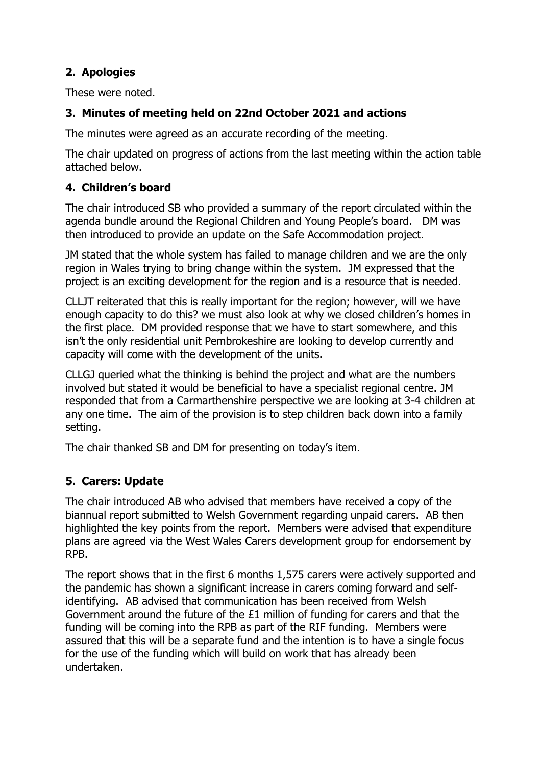## 2. Apologies

These were noted.

## 3. Minutes of meeting held on 22nd October 2021 and actions

The minutes were agreed as an accurate recording of the meeting.

The chair updated on progress of actions from the last meeting within the action table attached below.

## 4. Children's board

The chair introduced SB who provided a summary of the report circulated within the agenda bundle around the Regional Children and Young People's board. DM was then introduced to provide an update on the Safe Accommodation project.

JM stated that the whole system has failed to manage children and we are the only region in Wales trying to bring change within the system. JM expressed that the project is an exciting development for the region and is a resource that is needed.

CLLJT reiterated that this is really important for the region; however, will we have enough capacity to do this? we must also look at why we closed children's homes in the first place. DM provided response that we have to start somewhere, and this isn't the only residential unit Pembrokeshire are looking to develop currently and capacity will come with the development of the units.

CLLGJ queried what the thinking is behind the project and what are the numbers involved but stated it would be beneficial to have a specialist regional centre. JM responded that from a Carmarthenshire perspective we are looking at 3-4 children at any one time. The aim of the provision is to step children back down into a family setting.

The chair thanked SB and DM for presenting on today's item.

## 5. Carers: Update

The chair introduced AB who advised that members have received a copy of the biannual report submitted to Welsh Government regarding unpaid carers. AB then highlighted the key points from the report. Members were advised that expenditure plans are agreed via the West Wales Carers development group for endorsement by RPB.

The report shows that in the first 6 months 1,575 carers were actively supported and the pandemic has shown a significant increase in carers coming forward and self-identifying. AB advised that communication has been received from Welsh Government around the future of the £1 million of funding for carers and that the funding will be coming into the RPB as part of the RIF funding. Members were assured that this will be a separate fund and the intention is to have a single focus for the use of the funding which will build on work that has already been undertaken.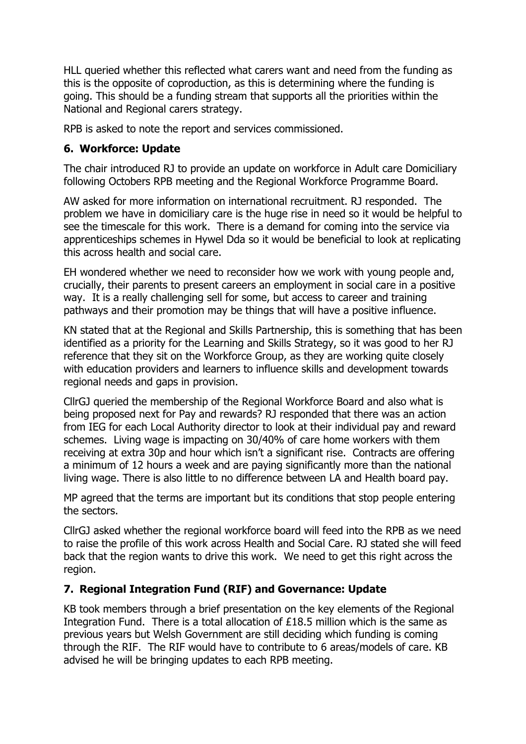HLL queried whether this reflected what carers want and need from the funding as this is the opposite of coproduction, as this is determining where the funding is going. This should be a funding stream that supports all the priorities within the National and Regional carers strategy.

RPB is asked to note the report and services commissioned.

## 6. Workforce: Update

The chair introduced RJ to provide an update on workforce in Adult care Domiciliary following Octobers RPB meeting and the Regional Workforce Programme Board.

AW asked for more information on international recruitment. RJ responded. The problem we have in domiciliary care is the huge rise in need so it would be helpful to see the timescale for this work. There is a demand for coming into the service via apprenticeships schemes in Hywel Dda so it would be beneficial to look at replicating this across health and social care.

EH wondered whether we need to reconsider how we work with young people and, crucially, their parents to present careers an employment in social care in a positive way. It is a really challenging sell for some, but access to career and training pathways and their promotion may be things that will have a positive influence.

KN stated that at the Regional and Skills Partnership, this is something that has been identified as a priority for the Learning and Skills Strategy, so it was good to her RJ reference that they sit on the Workforce Group, as they are working quite closely with education providers and learners to influence skills and development towards regional needs and gaps in provision.

CllrGJ queried the membership of the Regional Workforce Board and also what is being proposed next for Pay and rewards? RJ responded that there was an action from IEG for each Local Authority director to look at their individual pay and reward schemes. Living wage is impacting on 30/40% of care home workers with them receiving at extra 30p and hour which isn't a significant rise. Contracts are offering a minimum of 12 hours a week and are paying significantly more than the national living wage. There is also little to no difference between LA and Health board pay.

MP agreed that the terms are important but its conditions that stop people entering the sectors.

CllrGJ asked whether the regional workforce board will feed into the RPB as we need to raise the profile of this work across Health and Social Care. RJ stated she will feed back that the region wants to drive this work. We need to get this right across the region.

## 7. Regional Integration Fund (RIF) and Governance: Update

KB took members through a brief presentation on the key elements of the Regional Integration Fund. There is a total allocation of £18.5 million which is the same as previous years but Welsh Government are still deciding which funding is coming through the RIF. The RIF would have to contribute to 6 areas/models of care. KB advised he will be bringing updates to each RPB meeting.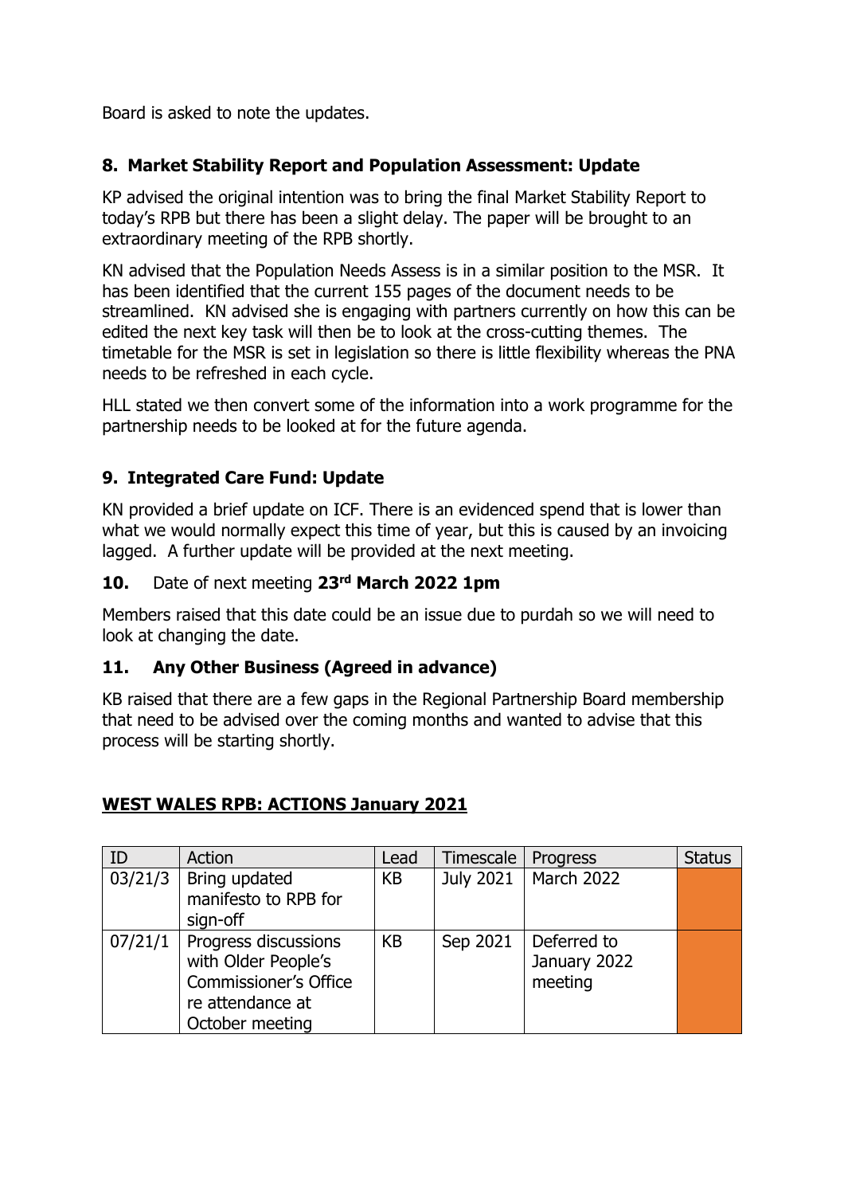Board is asked to note the updates.

## 8. Market Stability Report and Population Assessment: Update

KP advised the original intention was to bring the final Market Stability Report to today's RPB but there has been a slight delay. The paper will be brought to an extraordinary meeting of the RPB shortly.

KN advised that the Population Needs Assess is in a similar position to the MSR. It has been identified that the current 155 pages of the document needs to be streamlined. KN advised she is engaging with partners currently on how this can be edited the next key task will then be to look at the cross-cutting themes. The timetable for the MSR is set in legislation so there is little flexibility whereas the PNA needs to be refreshed in each cycle.

HLL stated we then convert some of the information into a work programme for the partnership needs to be looked at for the future agenda.

## 9. Integrated Care Fund: Update

KN provided a brief update on ICF. There is an evidenced spend that is lower than what we would normally expect this time of year, but this is caused by an invoicing lagged. A further update will be provided at the next meeting.

**10.** Date of next meeting **23rd March 2022 1pm**

Members raised that this date could be an issue due to purdah so we will need to look at changing the date.

## 11. Any Other Business (Agreed in advance)

KB raised that there are a few gaps in the Regional Partnership Board membership that need to be advised over the coming months and wanted to advise that this process will be starting shortly.

## WEST WALES RPB: ACTIONS January 2021

| ID | Action | Lead | Timescale | Progress | Status |
|---|---|---|---|---|---|
| 03/21/3 | Bring updated manifesto to RPB for sign-off | KB | July 2021 | March 2022 | |
| 07/21/1 | Progress discussions with Older People's Commissioner's Office re attendance at October meeting | KB | Sep 2021 | Deferred to January 2022 meeting | |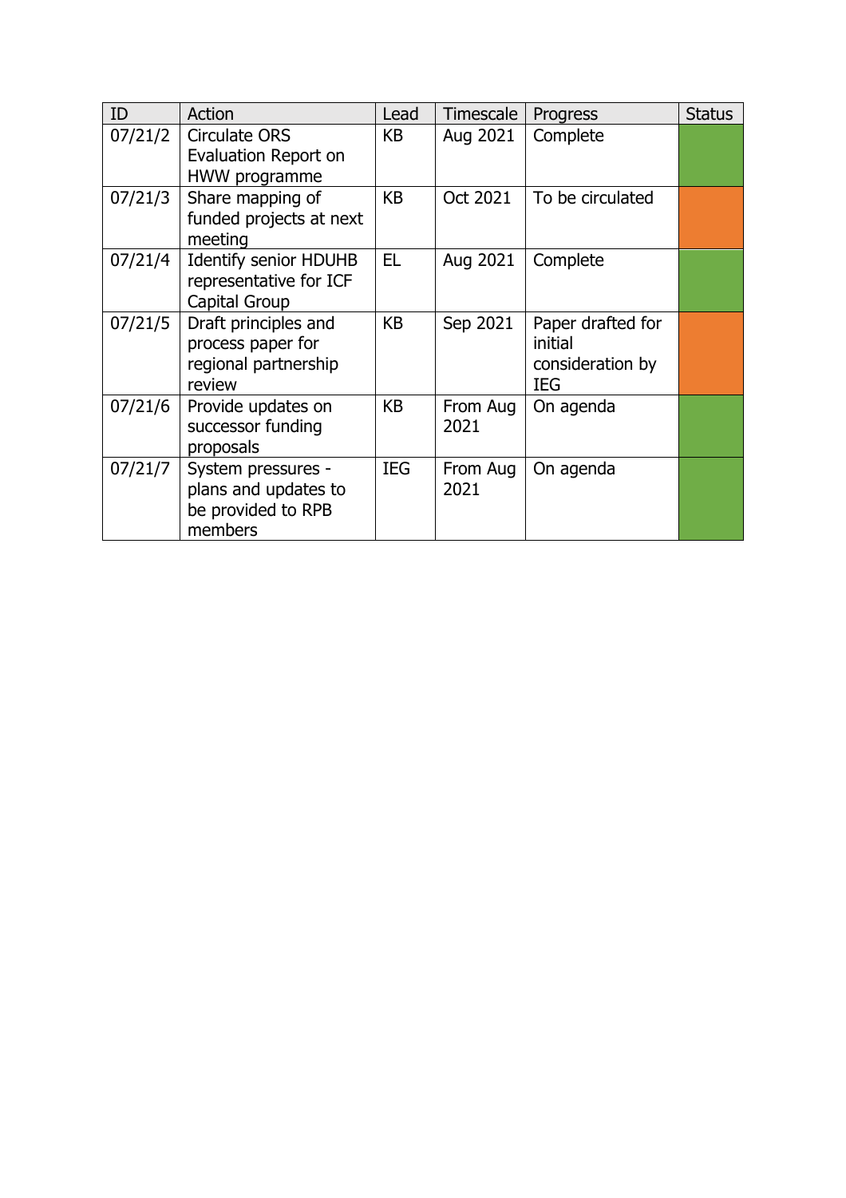| ID | Action | Lead | Timescale | Progress | Status |
|---|---|---|---|---|---|
| 07/21/2 | Circulate ORS Evaluation Report on HWW programme | KB | Aug 2021 | Complete | |
| 07/21/3 | Share mapping of funded projects at next meeting | KB | Oct 2021 | To be circulated | |
| 07/21/4 | Identify senior HDUHB representative for ICF Capital Group | EL | Aug 2021 | Complete | |
| 07/21/5 | Draft principles and process paper for regional partnership review | KB | Sep 2021 | Paper drafted for initial consideration by IEG | |
| 07/21/6 | Provide updates on successor funding proposals | KB | From Aug 2021 | On agenda | |
| 07/21/7 | System pressures - plans and updates to be provided to RPB members | IEG | From Aug 2021 | On agenda | |